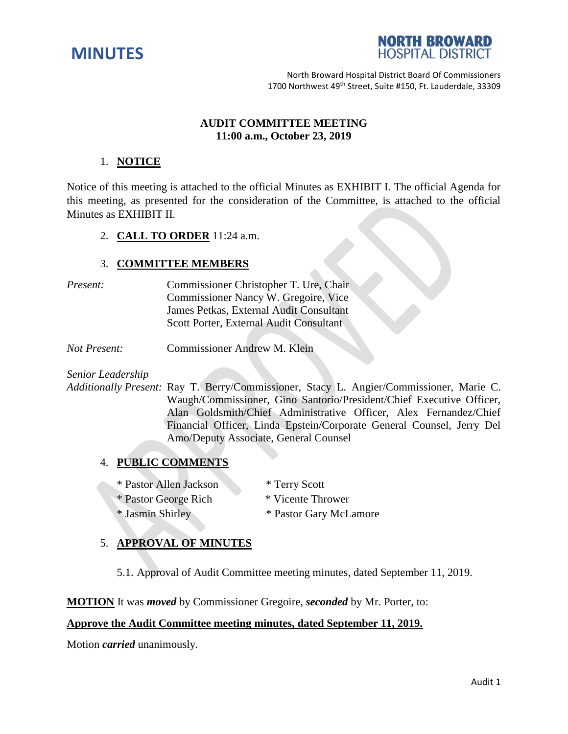# MINUTES

**NORTH BROWARD HOSPITAL DISTRICT**

North Broward Hospital District Board Of Commissioners
1700 Northwest 49th Street, Suite #150, Ft. Lauderdale, 33309

**AUDIT COMMITTEE MEETING**
**11:00 a.m., October 23, 2019**

1. **NOTICE**

Notice of this meeting is attached to the official Minutes as EXHIBIT I. The official Agenda for this meeting, as presented for the consideration of the Committee, is attached to the official Minutes as EXHIBIT II.

2. **CALL TO ORDER** 11:24 a.m.

3. **COMMITTEE MEMBERS**

*Present:*
Commissioner Christopher T. Ure, Chair
Commissioner Nancy W. Gregoire, Vice
James Petkas, External Audit Consultant
Scott Porter, External Audit Consultant

*Not Present:* Commissioner Andrew M. Klein

*Senior Leadership Additionally Present:* Ray T. Berry/Commissioner, Stacy L. Angier/Commissioner, Marie C. Waugh/Commissioner, Gino Santorio/President/Chief Executive Officer, Alan Goldsmith/Chief Administrative Officer, Alex Fernandez/Chief Financial Officer, Linda Epstein/Corporate General Counsel, Jerry Del Amo/Deputy Associate, General Counsel

4. **PUBLIC COMMENTS**

* Pastor Allen Jackson
* Pastor George Rich
* Jasmin Shirley
* Terry Scott
* Vicente Thrower
* Pastor Gary McLamore

5. **APPROVAL OF MINUTES**

5.1. Approval of Audit Committee meeting minutes, dated September 11, 2019.

**MOTION** It was ***moved*** by Commissioner Gregoire, ***seconded*** by Mr. Porter, to:

**Approve the Audit Committee meeting minutes, dated September 11, 2019.**

Motion ***carried*** unanimously.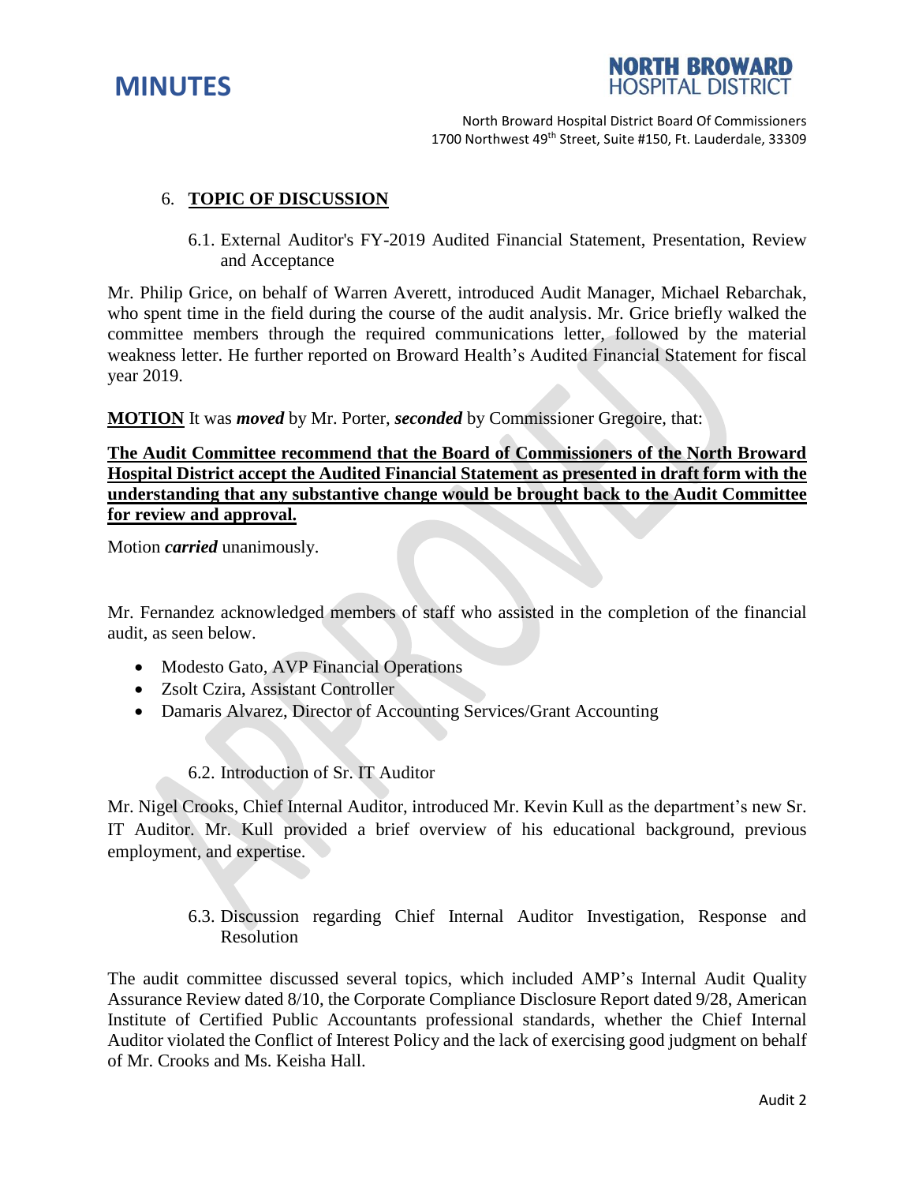## 6. TOPIC OF DISCUSSION

### 6.1. External Auditor's FY-2019 Audited Financial Statement, Presentation, Review and Acceptance

Mr. Philip Grice, on behalf of Warren Averett, introduced Audit Manager, Michael Rebarchak, who spent time in the field during the course of the audit analysis. Mr. Grice briefly walked the committee members through the required communications letter, followed by the material weakness letter. He further reported on Broward Health's Audited Financial Statement for fiscal year 2019.

**MOTION** It was ***moved*** by Mr. Porter, ***seconded*** by Commissioner Gregoire, that:

**The Audit Committee recommend that the Board of Commissioners of the North Broward Hospital District accept the Audited Financial Statement as presented in draft form with the understanding that any substantive change would be brought back to the Audit Committee for review and approval.**

Motion ***carried*** unanimously.

Mr. Fernandez acknowledged members of staff who assisted in the completion of the financial audit, as seen below.

- Modesto Gato, AVP Financial Operations
- Zsolt Czira, Assistant Controller
- Damaris Alvarez, Director of Accounting Services/Grant Accounting

### 6.2. Introduction of Sr. IT Auditor

Mr. Nigel Crooks, Chief Internal Auditor, introduced Mr. Kevin Kull as the department's new Sr. IT Auditor. Mr. Kull provided a brief overview of his educational background, previous employment, and expertise.

### 6.3. Discussion regarding Chief Internal Auditor Investigation, Response and Resolution

The audit committee discussed several topics, which included AMP's Internal Audit Quality Assurance Review dated 8/10, the Corporate Compliance Disclosure Report dated 9/28, American Institute of Certified Public Accountants professional standards, whether the Chief Internal Auditor violated the Conflict of Interest Policy and the lack of exercising good judgment on behalf of Mr. Crooks and Ms. Keisha Hall.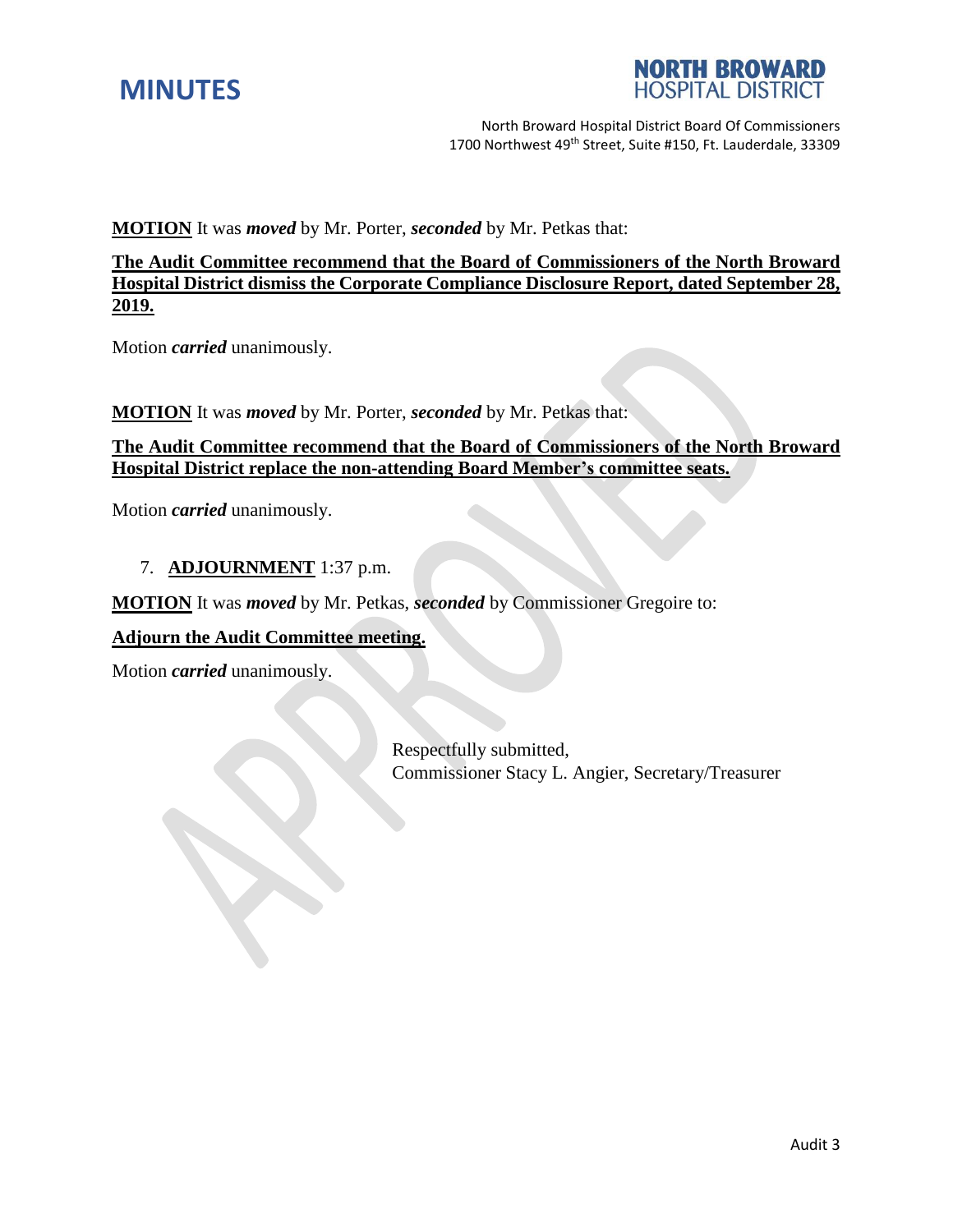**MOTION** It was ***moved*** by Mr. Porter, ***seconded*** by Mr. Petkas that:

**The Audit Committee recommend that the Board of Commissioners of the North Broward Hospital District dismiss the Corporate Compliance Disclosure Report, dated September 28, 2019.**

Motion ***carried*** unanimously.

**MOTION** It was ***moved*** by Mr. Porter, ***seconded*** by Mr. Petkas that:

**The Audit Committee recommend that the Board of Commissioners of the North Broward Hospital District replace the non-attending Board Member's committee seats.**

Motion ***carried*** unanimously.

7. **ADJOURNMENT** 1:37 p.m.

**MOTION** It was ***moved*** by Mr. Petkas, ***seconded*** by Commissioner Gregoire to:

**Adjourn the Audit Committee meeting.**

Motion ***carried*** unanimously.

Respectfully submitted,
Commissioner Stacy L. Angier, Secretary/Treasurer